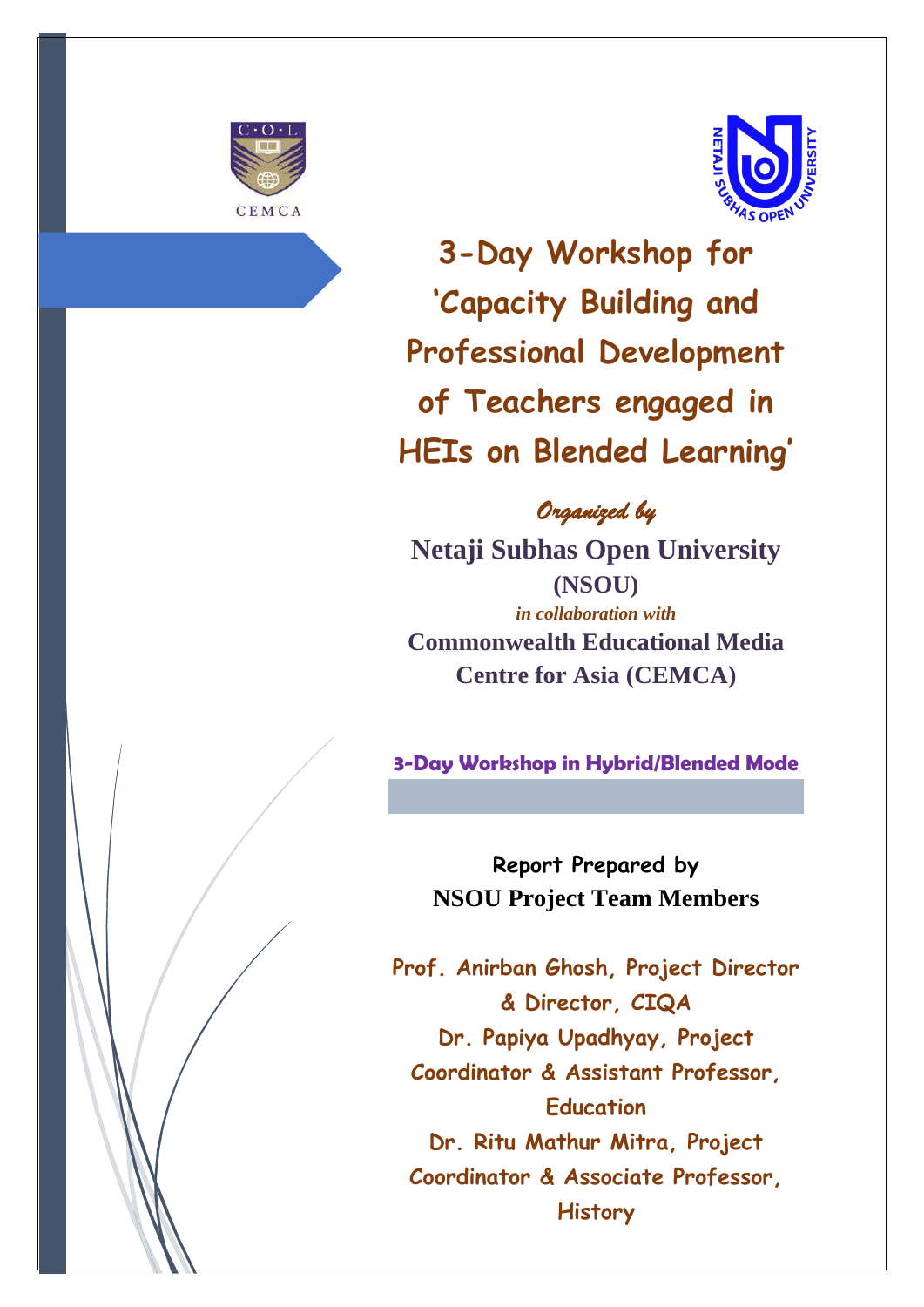# 3-Day Workshop for 'Capacity Building and Professional Development of Teachers engaged in HEIs on Blended Learning'

*Organized by*

**Netaji Subhas Open University (NSOU)**

*in collaboration with*

**Commonwealth Educational Media Centre for Asia (CEMCA)**

**3-Day Workshop in Hybrid/Blended Mode**

**Report Prepared by**

**NSOU Project Team Members**

**Prof. Anirban Ghosh, Project Director & Director, CIQA**

**Dr. Papiya Upadhyay, Project Coordinator & Assistant Professor, Education**

**Dr. Ritu Mathur Mitra, Project Coordinator & Associate Professor, History**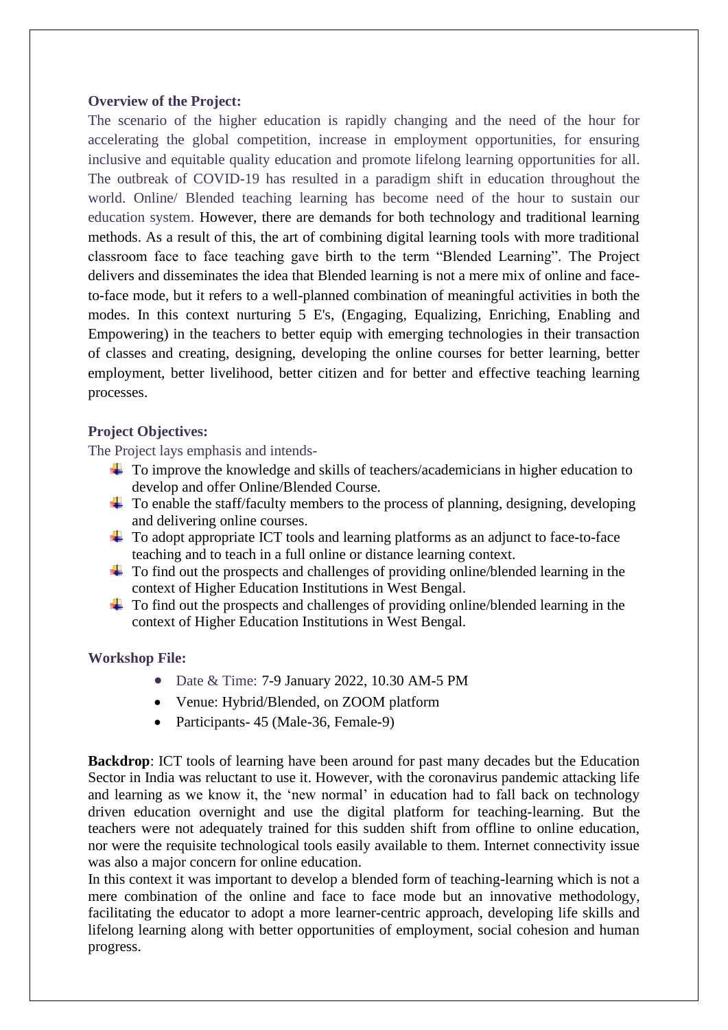**Overview of the Project:**

The scenario of the higher education is rapidly changing and the need of the hour for accelerating the global competition, increase in employment opportunities, for ensuring inclusive and equitable quality education and promote lifelong learning opportunities for all. The outbreak of COVID-19 has resulted in a paradigm shift in education throughout the world. Online/ Blended teaching learning has become need of the hour to sustain our education system. However, there are demands for both technology and traditional learning methods. As a result of this, the art of combining digital learning tools with more traditional classroom face to face teaching gave birth to the term "Blended Learning". The Project delivers and disseminates the idea that Blended learning is not a mere mix of online and face-to-face mode, but it refers to a well-planned combination of meaningful activities in both the modes. In this context nurturing 5 E's, (Engaging, Equalizing, Enriching, Enabling and Empowering) in the teachers to better equip with emerging technologies in their transaction of classes and creating, designing, developing the online courses for better learning, better employment, better livelihood, better citizen and for better and effective teaching learning processes.

**Project Objectives:**

The Project lays emphasis and intends-

- To improve the knowledge and skills of teachers/academicians in higher education to develop and offer Online/Blended Course.
- To enable the staff/faculty members to the process of planning, designing, developing and delivering online courses.
- To adopt appropriate ICT tools and learning platforms as an adjunct to face-to-face teaching and to teach in a full online or distance learning context.
- To find out the prospects and challenges of providing online/blended learning in the context of Higher Education Institutions in West Bengal.
- To find out the prospects and challenges of providing online/blended learning in the context of Higher Education Institutions in West Bengal.

**Workshop File:**

- Date & Time: 7-9 January 2022, 10.30 AM-5 PM
- Venue: Hybrid/Blended, on ZOOM platform
- Participants- 45 (Male-36, Female-9)

**Backdrop**: ICT tools of learning have been around for past many decades but the Education Sector in India was reluctant to use it. However, with the coronavirus pandemic attacking life and learning as we know it, the 'new normal' in education had to fall back on technology driven education overnight and use the digital platform for teaching-learning. But the teachers were not adequately trained for this sudden shift from offline to online education, nor were the requisite technological tools easily available to them. Internet connectivity issue was also a major concern for online education.

In this context it was important to develop a blended form of teaching-learning which is not a mere combination of the online and face to face mode but an innovative methodology, facilitating the educator to adopt a more learner-centric approach, developing life skills and lifelong learning along with better opportunities of employment, social cohesion and human progress.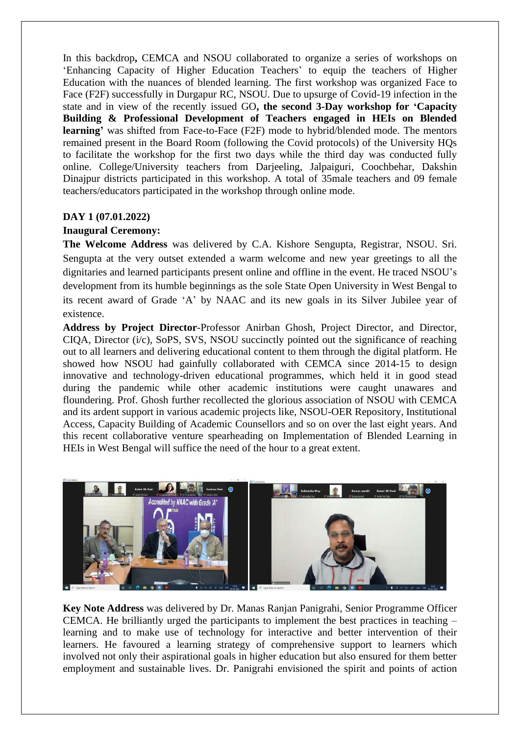In this backdrop**,** CEMCA and NSOU collaborated to organize a series of workshops on 'Enhancing Capacity of Higher Education Teachers' to equip the teachers of Higher Education with the nuances of blended learning. The first workshop was organized Face to Face (F2F) successfully in Durgapur RC, NSOU. Due to upsurge of Covid-19 infection in the state and in view of the recently issued GO**, the second 3-Day workshop for 'Capacity Building & Professional Development of Teachers engaged in HEIs on Blended learning'** was shifted from Face-to-Face (F2F) mode to hybrid/blended mode. The mentors remained present in the Board Room (following the Covid protocols) of the University HQs to facilitate the workshop for the first two days while the third day was conducted fully online. College/University teachers from Darjeeling, Jalpaiguri, Coochbehar, Dakshin Dinajpur districts participated in this workshop. A total of 35male teachers and 09 female teachers/educators participated in the workshop through online mode.

**DAY 1 (07.01.2022)**

**Inaugural Ceremony:**

**The Welcome Address** was delivered by C.A. Kishore Sengupta, Registrar, NSOU. Sri. Sengupta at the very outset extended a warm welcome and new year greetings to all the dignitaries and learned participants present online and offline in the event. He traced NSOU's development from its humble beginnings as the sole State Open University in West Bengal to its recent award of Grade 'A' by NAAC and its new goals in its Silver Jubilee year of existence.

**Address by Project Director**-Professor Anirban Ghosh, Project Director, and Director, CIQA, Director (i/c), SoPS, SVS, NSOU succinctly pointed out the significance of reaching out to all learners and delivering educational content to them through the digital platform. He showed how NSOU had gainfully collaborated with CEMCA since 2014-15 to design innovative and technology-driven educational programmes, which held it in good stead during the pandemic while other academic institutions were caught unawares and floundering. Prof. Ghosh further recollected the glorious association of NSOU with CEMCA and its ardent support in various academic projects like, NSOU-OER Repository, Institutional Access, Capacity Building of Academic Counsellors and so on over the last eight years. And this recent collaborative venture spearheading on Implementation of Blended Learning in HEIs in West Bengal will suffice the need of the hour to a great extent.

**Key Note Address** was delivered by Dr. Manas Ranjan Panigrahi, Senior Programme Officer CEMCA. He brilliantly urged the participants to implement the best practices in teaching – learning and to make use of technology for interactive and better intervention of their learners. He favoured a learning strategy of comprehensive support to learners which involved not only their aspirational goals in higher education but also ensured for them better employment and sustainable lives. Dr. Panigrahi envisioned the spirit and points of action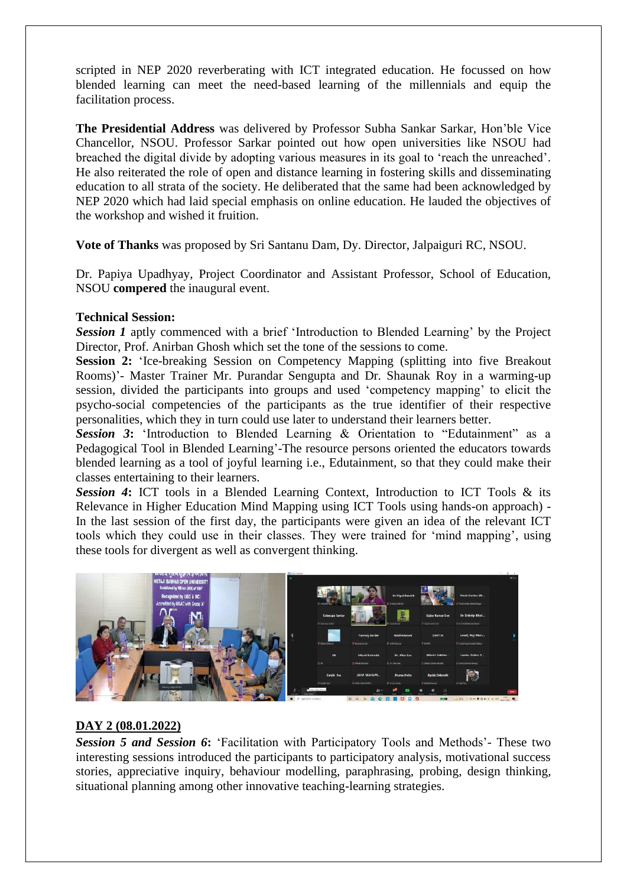scripted in NEP 2020 reverberating with ICT integrated education. He focussed on how blended learning can meet the need-based learning of the millennials and equip the facilitation process.

**The Presidential Address** was delivered by Professor Subha Sankar Sarkar, Hon'ble Vice Chancellor, NSOU. Professor Sarkar pointed out how open universities like NSOU had breached the digital divide by adopting various measures in its goal to 'reach the unreached'. He also reiterated the role of open and distance learning in fostering skills and disseminating education to all strata of the society. He deliberated that the same had been acknowledged by NEP 2020 which had laid special emphasis on online education. He lauded the objectives of the workshop and wished it fruition.

**Vote of Thanks** was proposed by Sri Santanu Dam, Dy. Director, Jalpaiguri RC, NSOU.

Dr. Papiya Upadhyay, Project Coordinator and Assistant Professor, School of Education, NSOU **compered** the inaugural event.

**Technical Session:**

***Session 1*** aptly commenced with a brief 'Introduction to Blended Learning' by the Project Director, Prof. Anirban Ghosh which set the tone of the sessions to come.

**Session 2:** 'Ice-breaking Session on Competency Mapping (splitting into five Breakout Rooms)'- Master Trainer Mr. Purandar Sengupta and Dr. Shaunak Roy in a warming-up session, divided the participants into groups and used 'competency mapping' to elicit the psycho-social competencies of the participants as the true identifier of their respective personalities, which they in turn could use later to understand their learners better.

***Session 3*:** 'Introduction to Blended Learning & Orientation to "Edutainment" as a Pedagogical Tool in Blended Learning'-The resource persons oriented the educators towards blended learning as a tool of joyful learning i.e., Edutainment, so that they could make their classes entertaining to their learners.

***Session 4*:** ICT tools in a Blended Learning Context, Introduction to ICT Tools & its Relevance in Higher Education Mind Mapping using ICT Tools using hands-on approach) - In the last session of the first day, the participants were given an idea of the relevant ICT tools which they could use in their classes. They were trained for 'mind mapping', using these tools for divergent as well as convergent thinking.

**DAY 2 (08.01.2022)**

***Session 5 and Session 6*:** 'Facilitation with Participatory Tools and Methods'- These two interesting sessions introduced the participants to participatory analysis, motivational success stories, appreciative inquiry, behaviour modelling, paraphrasing, probing, design thinking, situational planning among other innovative teaching-learning strategies.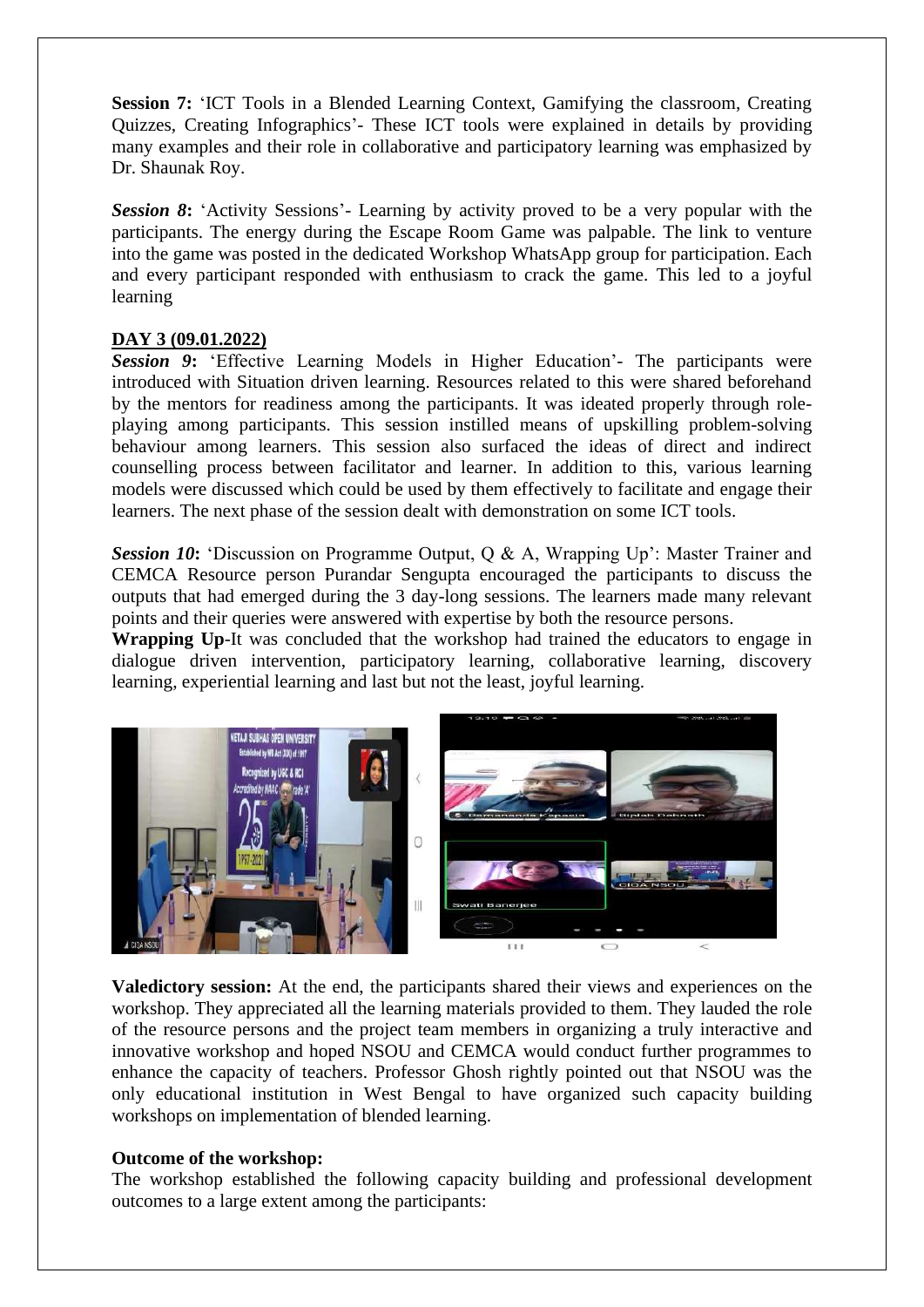**Session 7:** 'ICT Tools in a Blended Learning Context, Gamifying the classroom, Creating Quizzes, Creating Infographics'- These ICT tools were explained in details by providing many examples and their role in collaborative and participatory learning was emphasized by Dr. Shaunak Roy.

***Session 8*:** 'Activity Sessions'- Learning by activity proved to be a very popular with the participants. The energy during the Escape Room Game was palpable. The link to venture into the game was posted in the dedicated Workshop WhatsApp group for participation. Each and every participant responded with enthusiasm to crack the game. This led to a joyful learning

**DAY 3 (09.01.2022)**

***Session 9*:** 'Effective Learning Models in Higher Education'- The participants were introduced with Situation driven learning. Resources related to this were shared beforehand by the mentors for readiness among the participants. It was ideated properly through role-playing among participants. This session instilled means of upskilling problem-solving behaviour among learners. This session also surfaced the ideas of direct and indirect counselling process between facilitator and learner. In addition to this, various learning models were discussed which could be used by them effectively to facilitate and engage their learners. The next phase of the session dealt with demonstration on some ICT tools.

***Session 10*:** 'Discussion on Programme Output, Q & A, Wrapping Up': Master Trainer and CEMCA Resource person Purandar Sengupta encouraged the participants to discuss the outputs that had emerged during the 3 day-long sessions. The learners made many relevant points and their queries were answered with expertise by both the resource persons.

**Wrapping Up**-It was concluded that the workshop had trained the educators to engage in dialogue driven intervention, participatory learning, collaborative learning, discovery learning, experiential learning and last but not the least, joyful learning.

**Valedictory session:** At the end, the participants shared their views and experiences on the workshop. They appreciated all the learning materials provided to them. They lauded the role of the resource persons and the project team members in organizing a truly interactive and innovative workshop and hoped NSOU and CEMCA would conduct further programmes to enhance the capacity of teachers. Professor Ghosh rightly pointed out that NSOU was the only educational institution in West Bengal to have organized such capacity building workshops on implementation of blended learning.

**Outcome of the workshop:**

The workshop established the following capacity building and professional development outcomes to a large extent among the participants: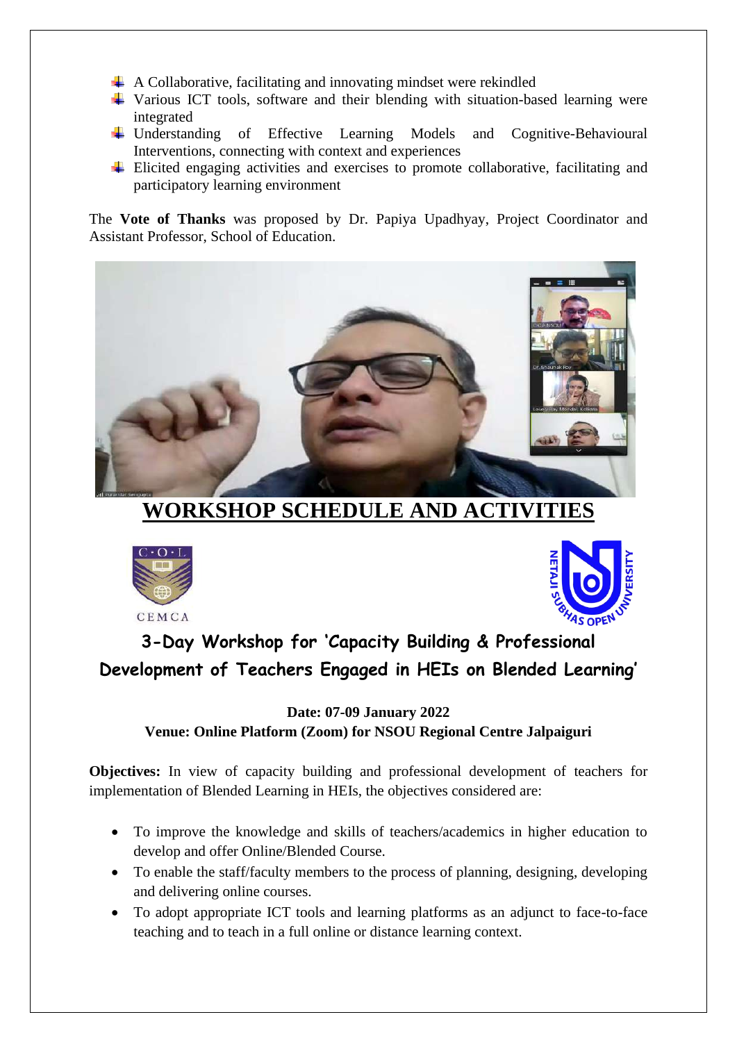- A Collaborative, facilitating and innovating mindset were rekindled
- Various ICT tools, software and their blending with situation-based learning were integrated
- Understanding of Effective Learning Models and Cognitive-Behavioural Interventions, connecting with context and experiences
- Elicited engaging activities and exercises to promote collaborative, facilitating and participatory learning environment

The **Vote of Thanks** was proposed by Dr. Papiya Upadhyay, Project Coordinator and Assistant Professor, School of Education.

# WORKSHOP SCHEDULE AND ACTIVITIES

## 3-Day Workshop for 'Capacity Building & Professional Development of Teachers Engaged in HEIs on Blended Learning'

**Date: 07-09 January 2022**

**Venue: Online Platform (Zoom) for NSOU Regional Centre Jalpaiguri**

**Objectives:** In view of capacity building and professional development of teachers for implementation of Blended Learning in HEIs, the objectives considered are:

- To improve the knowledge and skills of teachers/academics in higher education to develop and offer Online/Blended Course.
- To enable the staff/faculty members to the process of planning, designing, developing and delivering online courses.
- To adopt appropriate ICT tools and learning platforms as an adjunct to face-to-face teaching and to teach in a full online or distance learning context.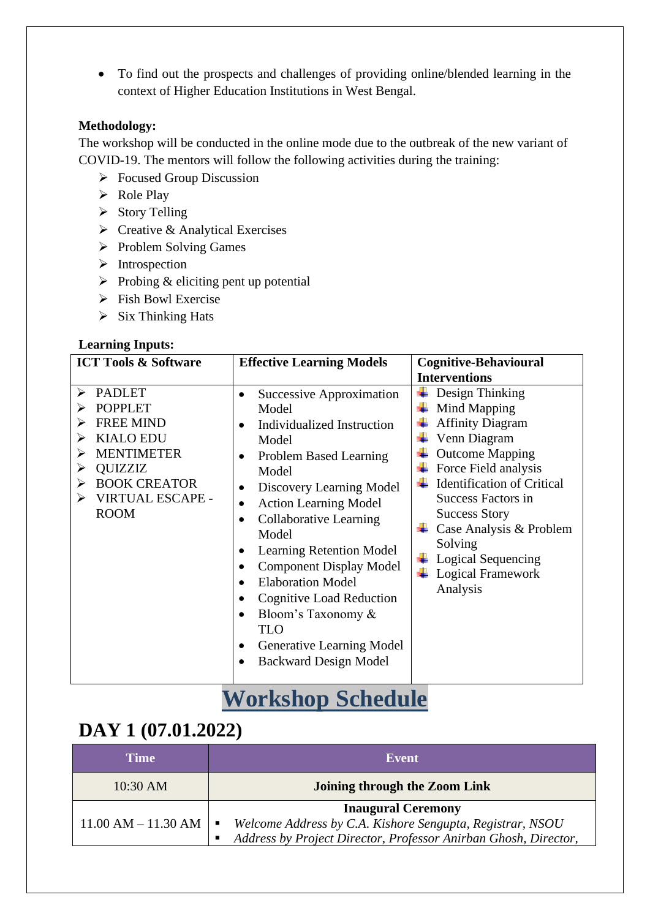- To find out the prospects and challenges of providing online/blended learning in the context of Higher Education Institutions in West Bengal.

**Methodology:**

The workshop will be conducted in the online mode due to the outbreak of the new variant of COVID-19. The mentors will follow the following activities during the training:

- Focused Group Discussion
- Role Play
- Story Telling
- Creative & Analytical Exercises
- Problem Solving Games
- Introspection
- Probing & eliciting pent up potential
- Fish Bowl Exercise
- Six Thinking Hats

**Learning Inputs:**

| ICT Tools & Software | Effective Learning Models | Cognitive-Behavioural Interventions |
|---|---|---|
| • PADLET<br>• POPPLET<br>• FREE MIND<br>• KIALO EDU<br>• MENTIMETER<br>• QUIZZIZ<br>• BOOK CREATOR<br>• VIRTUAL ESCAPE - ROOM | • Successive Approximation Model<br>• Individualized Instruction Model<br>• Problem Based Learning Model<br>• Discovery Learning Model<br>• Action Learning Model<br>• Collaborative Learning Model<br>• Learning Retention Model<br>• Component Display Model<br>• Elaboration Model<br>• Cognitive Load Reduction<br>• Bloom's Taxonomy & TLO<br>• Generative Learning Model<br>• Backward Design Model | • Design Thinking<br>• Mind Mapping<br>• Affinity Diagram<br>• Venn Diagram<br>• Outcome Mapping<br>• Force Field analysis<br>• Identification of Critical Success Factors in Success Story<br>• Case Analysis & Problem Solving<br>• Logical Sequencing<br>• Logical Framework Analysis |

# Workshop Schedule

## DAY 1 (07.01.2022)

| Time | Event |
|---|---|
| 10:30 AM | **Joining through the Zoom Link** |
| 11.00 AM – 11.30 AM | **Inaugural Ceremony**<br>▪ *Welcome Address by C.A. Kishore Sengupta, Registrar, NSOU*<br>▪ *Address by Project Director, Professor Anirban Ghosh, Director,* |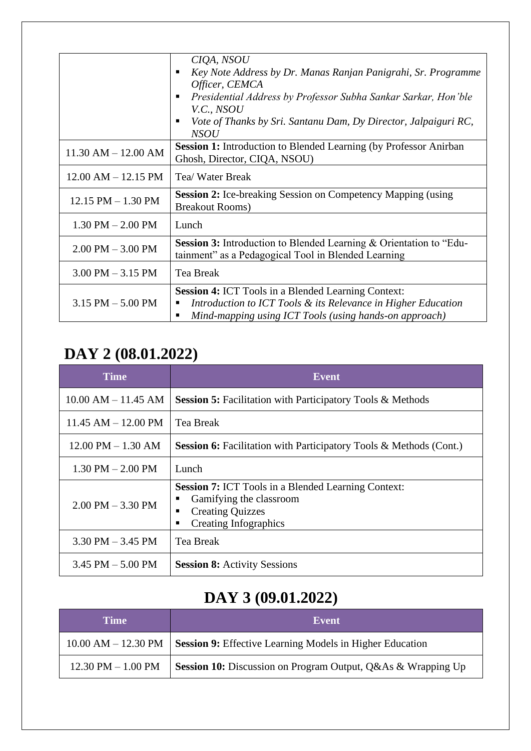| | |
|---|---|
| | *CIQA, NSOU*<br>▪ *Key Note Address by Dr. Manas Ranjan Panigrahi, Sr. Programme Officer, CEMCA*<br>▪ *Presidential Address by Professor Subha Sankar Sarkar, Hon'ble V.C., NSOU*<br>▪ *Vote of Thanks by Sri. Santanu Dam, Dy Director, Jalpaiguri RC, NSOU* |
| 11.30 AM – 12.00 AM | **Session 1:** Introduction to Blended Learning (by Professor Anirban Ghosh, Director, CIQA, NSOU) |
| 12.00 AM – 12.15 PM | Tea/ Water Break |
| 12.15 PM – 1.30 PM | **Session 2:** Ice-breaking Session on Competency Mapping (using Breakout Rooms) |
| 1.30 PM – 2.00 PM | Lunch |
| 2.00 PM – 3.00 PM | **Session 3:** Introduction to Blended Learning & Orientation to "Edu-tainment" as a Pedagogical Tool in Blended Learning |
| 3.00 PM – 3.15 PM | Tea Break |
| 3.15 PM – 5.00 PM | **Session 4:** ICT Tools in a Blended Learning Context:<br>▪ *Introduction to ICT Tools & its Relevance in Higher Education*<br>▪ *Mind-mapping using ICT Tools (using hands-on approach)* |

## DAY 2 (08.01.2022)

| Time | Event |
|---|---|
| 10.00 AM – 11.45 AM | **Session 5:** Facilitation with Participatory Tools & Methods |
| 11.45 AM – 12.00 PM | Tea Break |
| 12.00 PM – 1.30 AM | **Session 6:** Facilitation with Participatory Tools & Methods (Cont.) |
| 1.30 PM – 2.00 PM | Lunch |
| 2.00 PM – 3.30 PM | **Session 7:** ICT Tools in a Blended Learning Context:<br>▪ Gamifying the classroom<br>▪ Creating Quizzes<br>▪ Creating Infographics |
| 3.30 PM – 3.45 PM | Tea Break |
| 3.45 PM – 5.00 PM | **Session 8:** Activity Sessions |

## DAY 3 (09.01.2022)

| Time | Event |
|---|---|
| 10.00 AM – 12.30 PM | **Session 9:** Effective Learning Models in Higher Education |
| 12.30 PM – 1.00 PM | **Session 10:** Discussion on Program Output, Q&As & Wrapping Up |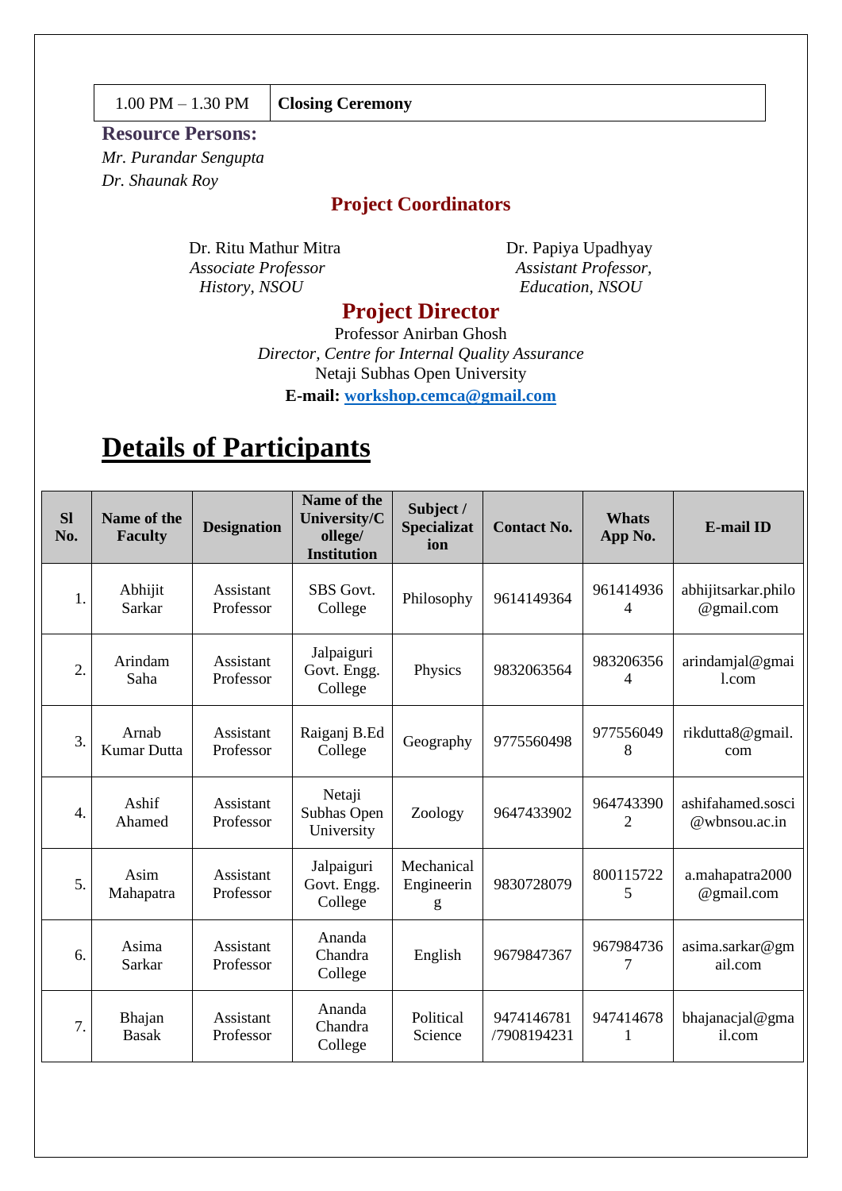| 1.00 PM – 1.30 PM | **Closing Ceremony** |
|---|---|

**Resource Persons:**

*Mr. Purandar Sengupta*

*Dr. Shaunak Roy*

## Project Coordinators

Dr. Ritu Mathur Mitra
*Associate Professor*
*History, NSOU*

Dr. Papiya Upadhyay
*Assistant Professor,*
*Education, NSOU*

## Project Director

Professor Anirban Ghosh
*Director, Centre for Internal Quality Assurance*
Netaji Subhas Open University
**E-mail:** workshop.cemca@gmail.com

# Details of Participants

| Sl No. | Name of the Faculty | Designation | Name of the University/College/ Institution | Subject / Specialization | Contact No. | Whats App No. | E-mail ID |
|---|---|---|---|---|---|---|---|
| 1. | Abhijit Sarkar | Assistant Professor | SBS Govt. College | Philosophy | 9614149364 | 9614149364 | abhijitsarkar.philo@gmail.com |
| 2. | Arindam Saha | Assistant Professor | Jalpaiguri Govt. Engg. College | Physics | 9832063564 | 9832063564 | arindamjal@gmail.com |
| 3. | Arnab Kumar Dutta | Assistant Professor | Raiganj B.Ed College | Geography | 9775560498 | 9775560498 | rikdutta8@gmail.com |
| 4. | Ashif Ahamed | Assistant Professor | Netaji Subhas Open University | Zoology | 9647433902 | 9647433902 | ashifahamed.sosci@wbnsou.ac.in |
| 5. | Asim Mahapatra | Assistant Professor | Jalpaiguri Govt. Engg. College | Mechanical Engineering | 9830728079 | 8001157225 | a.mahapatra2000@gmail.com |
| 6. | Asima Sarkar | Assistant Professor | Ananda Chandra College | English | 9679847367 | 9679847367 | asima.sarkar@gmail.com |
| 7. | Bhajan Basak | Assistant Professor | Ananda Chandra College | Political Science | 9474146781 /7908194231 | 9474146781 | bhajanacjal@gmail.com |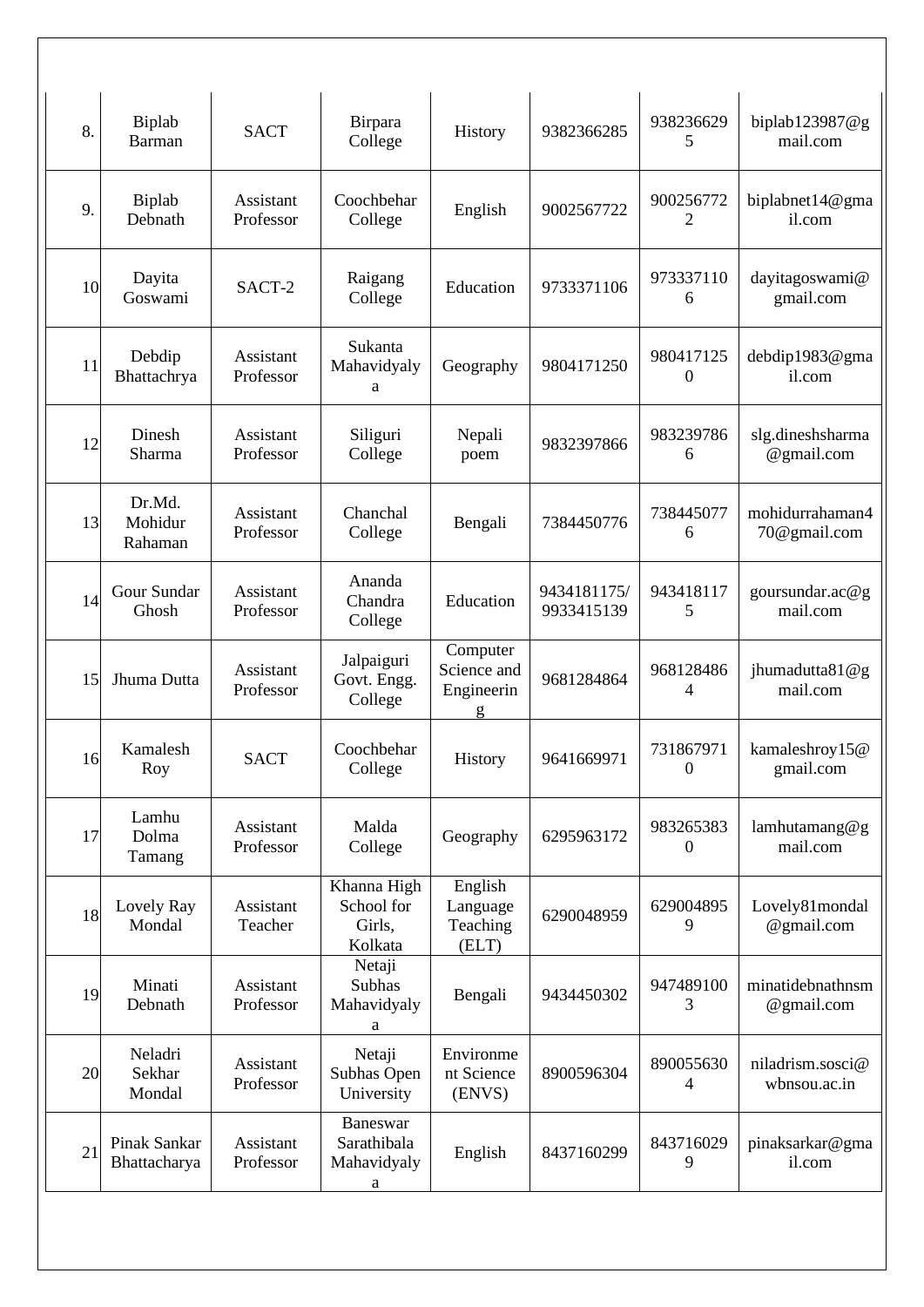| | | | | | | | |
|---|---|---|---|---|---|---|---|
| 8. | Biplab Barman | SACT | Birpara College | History | 9382366285 | 9382366295 | biplab123987@gmail.com |
| 9. | Biplab Debnath | Assistant Professor | Coochbehar College | English | 9002567722 | 9002567722 | biplabnet14@gmail.com |
| 10 | Dayita Goswami | SACT-2 | Raigang College | Education | 9733371106 | 9733371106 | dayitagoswami@gmail.com |
| 11 | Debdip Bhattachrya | Assistant Professor | Sukanta Mahavidyalya | Geography | 9804171250 | 9804171250 | debdip1983@gmail.com |
| 12 | Dinesh Sharma | Assistant Professor | Siliguri College | Nepali poem | 9832397866 | 9832397866 | slg.dineshsharma@gmail.com |
| 13 | Dr.Md. Mohidur Rahaman | Assistant Professor | Chanchal College | Bengali | 7384450776 | 7384450776 | mohidurrahaman470@gmail.com |
| 14 | Gour Sundar Ghosh | Assistant Professor | Ananda Chandra College | Education | 9434181175/ 9933415139 | 9434181175 | goursundar.ac@gmail.com |
| 15 | Jhuma Dutta | Assistant Professor | Jalpaiguri Govt. Engg. College | Computer Science and Engineering | 9681284864 | 9681284864 | jhumadutta81@gmail.com |
| 16 | Kamalesh Roy | SACT | Coochbehar College | History | 9641669971 | 7318679710 | kamaleshroy15@gmail.com |
| 17 | Lamhu Dolma Tamang | Assistant Professor | Malda College | Geography | 6295963172 | 9832653830 | lamhutamang@gmail.com |
| 18 | Lovely Ray Mondal | Assistant Teacher | Khanna High School for Girls, Kolkata | English Language Teaching (ELT) | 6290048959 | 6290048959 | Lovely81mondal@gmail.com |
| 19 | Minati Debnath | Assistant Professor | Netaji Subhas Mahavidyalya | Bengali | 9434450302 | 9474891003 | minatidebnathnsm@gmail.com |
| 20 | Neladri Sekhar Mondal | Assistant Professor | Netaji Subhas Open University | Environment Science (ENVS) | 8900596304 | 8900556304 | niladrism.sosci@wbnsou.ac.in |
| 21 | Pinak Sankar Bhattacharya | Assistant Professor | Baneswar Sarathibala Mahavidyalya | English | 8437160299 | 8437160299 | pinaksarkar@gmail.com |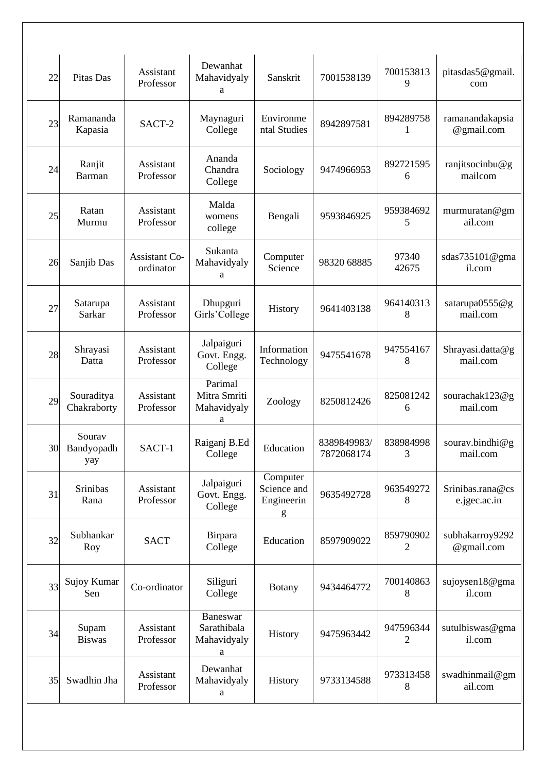| 22 | Pitas Das | Assistant Professor | Dewanhat Mahavidyalya | Sanskrit | 7001538139 | 7001538139 | pitasdas5@gmail.com |
|---|---|---|---|---|---|---|---|
| 23 | Ramananda Kapasia | SACT-2 | Maynaguri College | Environmental Studies | 8942897581 | 8942897581 | ramanandakapsia@gmail.com |
| 24 | Ranjit Barman | Assistant Professor | Ananda Chandra College | Sociology | 9474966953 | 8927215956 | ranjitsocinbu@gmailcom |
| 25 | Ratan Murmu | Assistant Professor | Malda womens college | Bengali | 9593846925 | 9593846925 | murmuratan@gmail.com |
| 26 | Sanjib Das | Assistant Co-ordinator | Sukanta Mahavidyalya | Computer Science | 98320 68885 | 97340 42675 | sdas735101@gmail.com |
| 27 | Satarupa Sarkar | Assistant Professor | Dhupguri Girls'College | History | 9641403138 | 9641403138 | satarupa0555@gmail.com |
| 28 | Shrayasi Datta | Assistant Professor | Jalpaiguri Govt. Engg. College | Information Technology | 9475541678 | 9475541678 | Shrayasi.datta@gmail.com |
| 29 | Souraditya Chakraborty | Assistant Professor | Parimal Mitra Smriti Mahavidyalya | Zoology | 8250812426 | 8250812426 | sourachak123@gmail.com |
| 30 | Sourav Bandyopadhyay | SACT-1 | Raiganj B.Ed College | Education | 8389849983/ 7872068174 | 8389849983 | sourav.bindhi@gmail.com |
| 31 | Srinibas Rana | Assistant Professor | Jalpaiguri Govt. Engg. College | Computer Science and Engineering | 9635492728 | 9635492728 | Srinibas.rana@cse.jgec.ac.in |
| 32 | Subhankar Roy | SACT | Birpara College | Education | 8597909022 | 8597909022 | subhakarroy9292@gmail.com |
| 33 | Sujoy Kumar Sen | Co-ordinator | Siliguri College | Botany | 9434464772 | 7001408638 | sujoysen18@gmail.com |
| 34 | Supam Biswas | Assistant Professor | Baneswar Sarathibala Mahavidyalya | History | 9475963442 | 9475963442 | sutulbiswas@gmail.com |
| 35 | Swadhin Jha | Assistant Professor | Dewanhat Mahavidyalya | History | 9733134588 | 9733134588 | swadhinmail@gmail.com |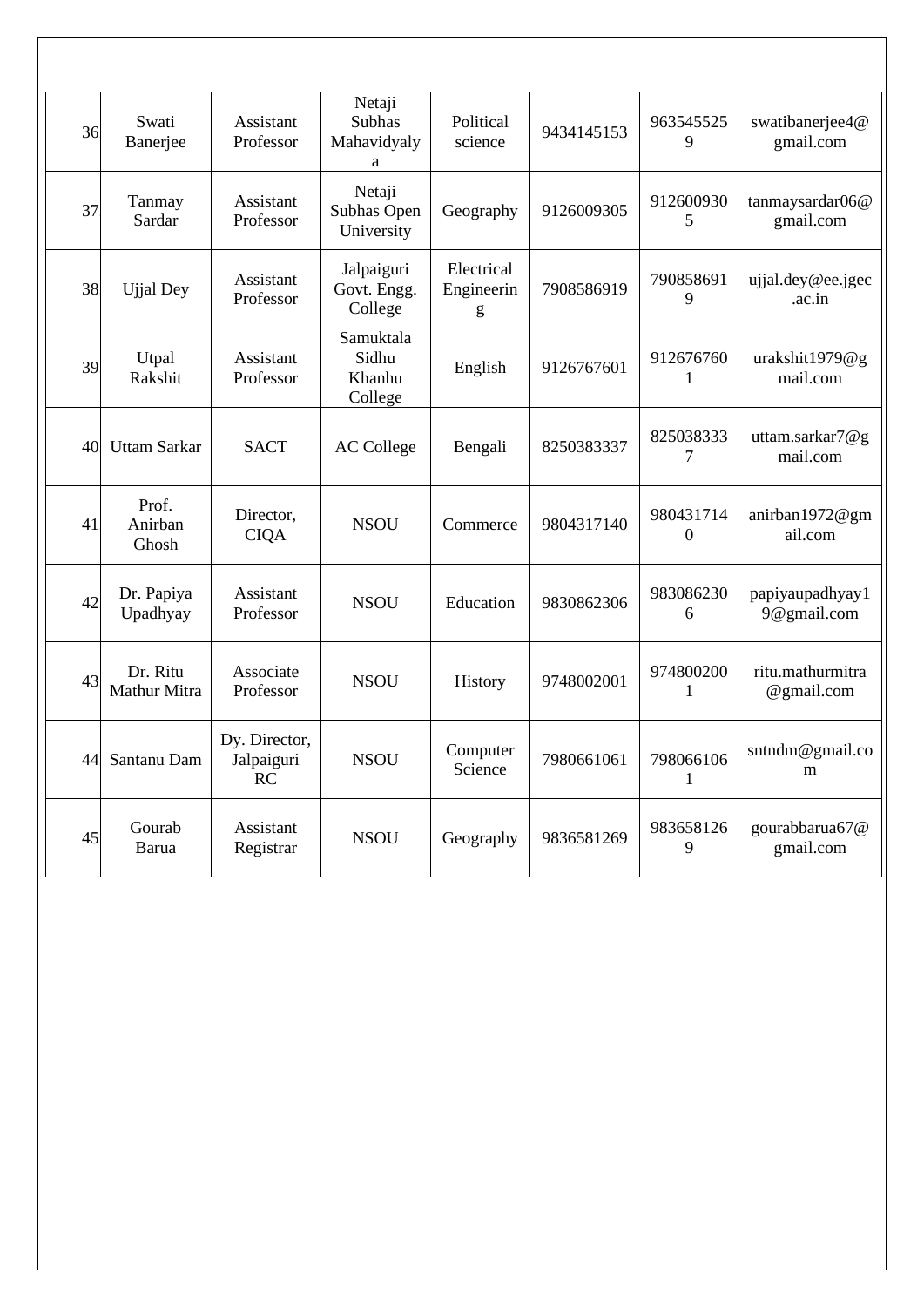| | | | | | | | |
|---|---|---|---|---|---|---|---|
| 36 | Swati Banerjee | Assistant Professor | Netaji Subhas Mahavidyalya | Political science | 9434145153 | 9635455259 | swatibanerjee4@gmail.com |
| 37 | Tanmay Sardar | Assistant Professor | Netaji Subhas Open University | Geography | 9126009305 | 9126009305 | tanmaysardar06@gmail.com |
| 38 | Ujjal Dey | Assistant Professor | Jalpaiguri Govt. Engg. College | Electrical Engineering | 7908586919 | 7908586919 | ujjal.dey@ee.jgec.ac.in |
| 39 | Utpal Rakshit | Assistant Professor | Samuktala Sidhu Khanhu College | English | 9126767601 | 9126767601 | urakshit1979@gmail.com |
| 40 | Uttam Sarkar | SACT | AC College | Bengali | 8250383337 | 8250383337 | uttam.sarkar7@gmail.com |
| 41 | Prof. Anirban Ghosh | Director, CIQA | NSOU | Commerce | 9804317140 | 9804317140 | anirban1972@gmail.com |
| 42 | Dr. Papiya Upadhyay | Assistant Professor | NSOU | Education | 9830862306 | 9830862306 | papiyaupadhyay19@gmail.com |
| 43 | Dr. Ritu Mathur Mitra | Associate Professor | NSOU | History | 9748002001 | 9748002001 | ritu.mathurmitra@gmail.com |
| 44 | Santanu Dam | Dy. Director, Jalpaiguri RC | NSOU | Computer Science | 7980661061 | 7980661061 | sntndm@gmail.com |
| 45 | Gourab Barua | Assistant Registrar | NSOU | Geography | 9836581269 | 9836581269 | gourabbarua67@gmail.com |